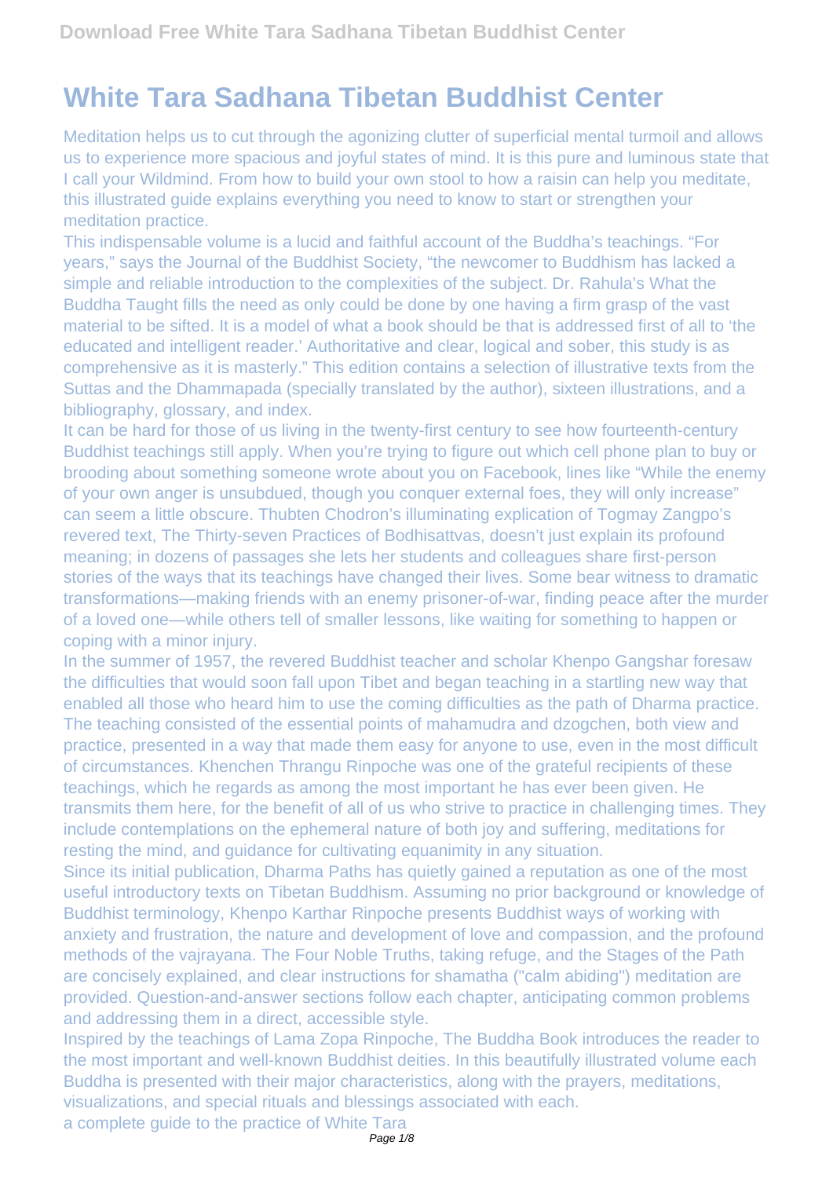# White Tara Sadhana Tibetan Buddhist Center

Meditation helps us to cut through the agonizing clutter of superficial mental turmoil and allows us to experience more spacious and joyful states of mind. It is this pure and luminous state that I call your Wildmind. From how to build your own stool to how a raisin can help you meditate, this illustrated guide explains everything you need to know to start or strengthen your meditation practice.

This indispensable volume is a lucid and faithful account of the Buddha's teachings. "For years," says the Journal of the Buddhist Society, "the newcomer to Buddhism has lacked a simple and reliable introduction to the complexities of the subject. Dr. Rahula's What the Buddha Taught fills the need as only could be done by one having a firm grasp of the vast material to be sifted. It is a model of what a book should be that is addressed first of all to 'the educated and intelligent reader.' Authoritative and clear, logical and sober, this study is as comprehensive as it is masterly." This edition contains a selection of illustrative texts from the Suttas and the Dhammapada (specially translated by the author), sixteen illustrations, and a bibliography, glossary, and index.

It can be hard for those of us living in the twenty-first century to see how fourteenth-century Buddhist teachings still apply. When you're trying to figure out which cell phone plan to buy or brooding about something someone wrote about you on Facebook, lines like "While the enemy of your own anger is unsubdued, though you conquer external foes, they will only increase" can seem a little obscure. Thubten Chodron's illuminating explication of Togmay Zangpo's revered text, The Thirty-seven Practices of Bodhisattvas, doesn't just explain its profound meaning; in dozens of passages she lets her students and colleagues share first-person stories of the ways that its teachings have changed their lives. Some bear witness to dramatic transformations—making friends with an enemy prisoner-of-war, finding peace after the murder of a loved one—while others tell of smaller lessons, like waiting for something to happen or coping with a minor injury.

In the summer of 1957, the revered Buddhist teacher and scholar Khenpo Gangshar foresaw the difficulties that would soon fall upon Tibet and began teaching in a startling new way that enabled all those who heard him to use the coming difficulties as the path of Dharma practice. The teaching consisted of the essential points of mahamudra and dzogchen, both view and practice, presented in a way that made them easy for anyone to use, even in the most difficult of circumstances. Khenchen Thrangu Rinpoche was one of the grateful recipients of these teachings, which he regards as among the most important he has ever been given. He transmits them here, for the benefit of all of us who strive to practice in challenging times. They include contemplations on the ephemeral nature of both joy and suffering, meditations for resting the mind, and guidance for cultivating equanimity in any situation.

Since its initial publication, Dharma Paths has quietly gained a reputation as one of the most useful introductory texts on Tibetan Buddhism. Assuming no prior background or knowledge of Buddhist terminology, Khenpo Karthar Rinpoche presents Buddhist ways of working with anxiety and frustration, the nature and development of love and compassion, and the profound methods of the vajrayana. The Four Noble Truths, taking refuge, and the Stages of the Path are concisely explained, and clear instructions for shamatha ("calm abiding") meditation are provided. Question-and-answer sections follow each chapter, anticipating common problems and addressing them in a direct, accessible style.

Inspired by the teachings of Lama Zopa Rinpoche, The Buddha Book introduces the reader to the most important and well-known Buddhist deities. In this beautifully illustrated volume each Buddha is presented with their major characteristics, along with the prayers, meditations, visualizations, and special rituals and blessings associated with each.

a complete guide to the practice of White Tara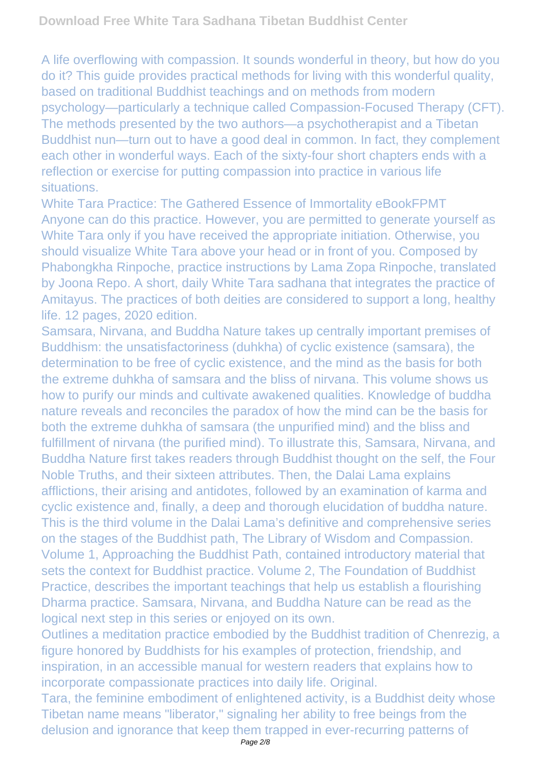A life overflowing with compassion. It sounds wonderful in theory, but how do you do it? This guide provides practical methods for living with this wonderful quality, based on traditional Buddhist teachings and on methods from modern psychology—particularly a technique called Compassion-Focused Therapy (CFT). The methods presented by the two authors—a psychotherapist and a Tibetan Buddhist nun—turn out to have a good deal in common. In fact, they complement each other in wonderful ways. Each of the sixty-four short chapters ends with a reflection or exercise for putting compassion into practice in various life situations.

White Tara Practice: The Gathered Essence of Immortality eBookFPMT
Anyone can do this practice. However, you are permitted to generate yourself as White Tara only if you have received the appropriate initiation. Otherwise, you should visualize White Tara above your head or in front of you. Composed by Phabongkha Rinpoche, practice instructions by Lama Zopa Rinpoche, translated by Joona Repo. A short, daily White Tara sadhana that integrates the practice of Amitayus. The practices of both deities are considered to support a long, healthy life. 12 pages, 2020 edition.

Samsara, Nirvana, and Buddha Nature takes up centrally important premises of Buddhism: the unsatisfactoriness (duhkha) of cyclic existence (samsara), the determination to be free of cyclic existence, and the mind as the basis for both the extreme duhkha of samsara and the bliss of nirvana. This volume shows us how to purify our minds and cultivate awakened qualities. Knowledge of buddha nature reveals and reconciles the paradox of how the mind can be the basis for both the extreme duhkha of samsara (the unpurified mind) and the bliss and fulfillment of nirvana (the purified mind). To illustrate this, Samsara, Nirvana, and Buddha Nature first takes readers through Buddhist thought on the self, the Four Noble Truths, and their sixteen attributes. Then, the Dalai Lama explains afflictions, their arising and antidotes, followed by an examination of karma and cyclic existence and, finally, a deep and thorough elucidation of buddha nature. This is the third volume in the Dalai Lama's definitive and comprehensive series on the stages of the Buddhist path, The Library of Wisdom and Compassion. Volume 1, Approaching the Buddhist Path, contained introductory material that sets the context for Buddhist practice. Volume 2, The Foundation of Buddhist Practice, describes the important teachings that help us establish a flourishing Dharma practice. Samsara, Nirvana, and Buddha Nature can be read as the logical next step in this series or enjoyed on its own.

Outlines a meditation practice embodied by the Buddhist tradition of Chenrezig, a figure honored by Buddhists for his examples of protection, friendship, and inspiration, in an accessible manual for western readers that explains how to incorporate compassionate practices into daily life. Original.

Tara, the feminine embodiment of enlightened activity, is a Buddhist deity whose Tibetan name means "liberator," signaling her ability to free beings from the delusion and ignorance that keep them trapped in ever-recurring patterns of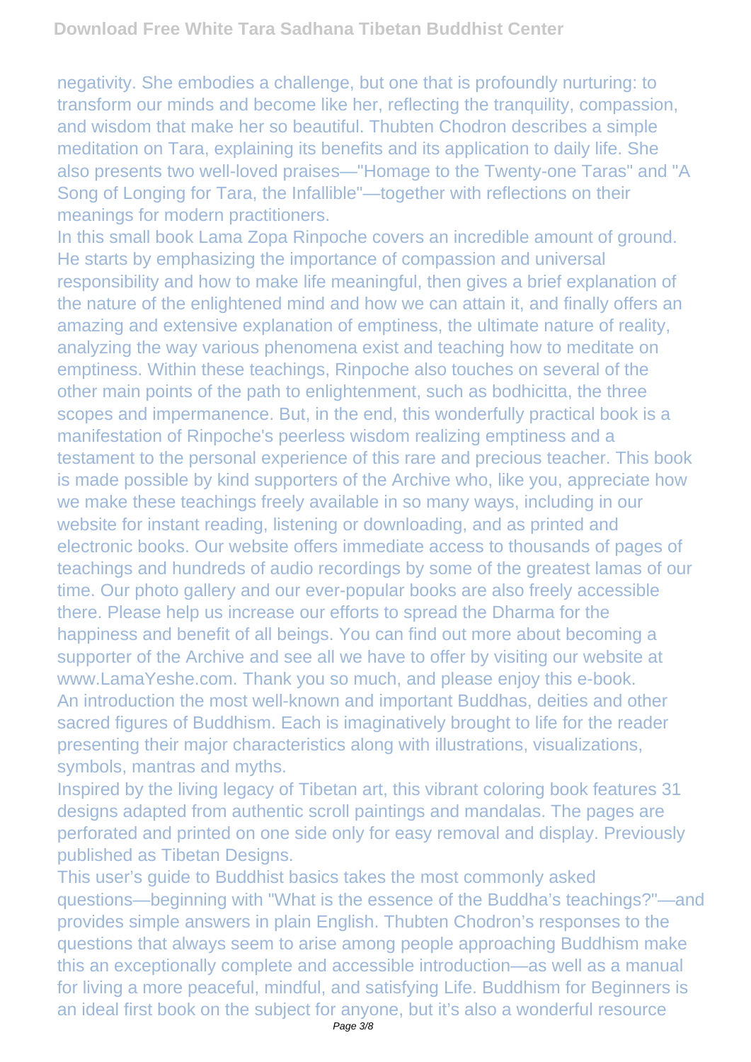negativity. She embodies a challenge, but one that is profoundly nurturing: to transform our minds and become like her, reflecting the tranquility, compassion, and wisdom that make her so beautiful. Thubten Chodron describes a simple meditation on Tara, explaining its benefits and its application to daily life. She also presents two well-loved praises—"Homage to the Twenty-one Taras" and "A Song of Longing for Tara, the Infallible"—together with reflections on their meanings for modern practitioners.

In this small book Lama Zopa Rinpoche covers an incredible amount of ground. He starts by emphasizing the importance of compassion and universal responsibility and how to make life meaningful, then gives a brief explanation of the nature of the enlightened mind and how we can attain it, and finally offers an amazing and extensive explanation of emptiness, the ultimate nature of reality, analyzing the way various phenomena exist and teaching how to meditate on emptiness. Within these teachings, Rinpoche also touches on several of the other main points of the path to enlightenment, such as bodhicitta, the three scopes and impermanence. But, in the end, this wonderfully practical book is a manifestation of Rinpoche's peerless wisdom realizing emptiness and a testament to the personal experience of this rare and precious teacher. This book is made possible by kind supporters of the Archive who, like you, appreciate how we make these teachings freely available in so many ways, including in our website for instant reading, listening or downloading, and as printed and electronic books. Our website offers immediate access to thousands of pages of teachings and hundreds of audio recordings by some of the greatest lamas of our time. Our photo gallery and our ever-popular books are also freely accessible there. Please help us increase our efforts to spread the Dharma for the happiness and benefit of all beings. You can find out more about becoming a supporter of the Archive and see all we have to offer by visiting our website at www.LamaYeshe.com. Thank you so much, and please enjoy this e-book.

An introduction the most well-known and important Buddhas, deities and other sacred figures of Buddhism. Each is imaginatively brought to life for the reader presenting their major characteristics along with illustrations, visualizations, symbols, mantras and myths.

Inspired by the living legacy of Tibetan art, this vibrant coloring book features 31 designs adapted from authentic scroll paintings and mandalas. The pages are perforated and printed on one side only for easy removal and display. Previously published as Tibetan Designs.

This user's guide to Buddhist basics takes the most commonly asked questions—beginning with "What is the essence of the Buddha's teachings?"—and provides simple answers in plain English. Thubten Chodron's responses to the questions that always seem to arise among people approaching Buddhism make this an exceptionally complete and accessible introduction—as well as a manual for living a more peaceful, mindful, and satisfying Life. Buddhism for Beginners is an ideal first book on the subject for anyone, but it's also a wonderful resource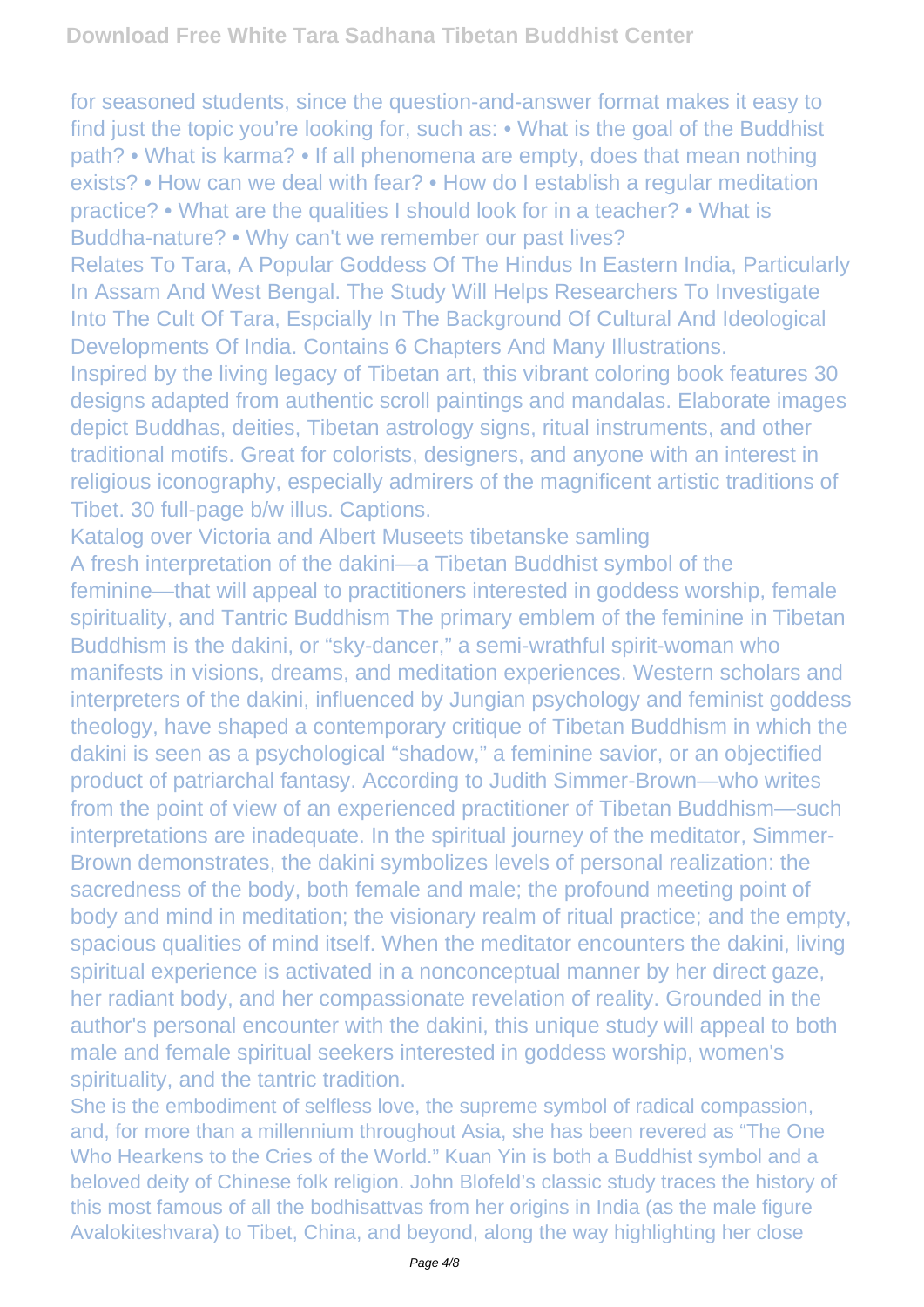for seasoned students, since the question-and-answer format makes it easy to find just the topic you're looking for, such as: • What is the goal of the Buddhist path? • What is karma? • If all phenomena are empty, does that mean nothing exists? • How can we deal with fear? • How do I establish a regular meditation practice? • What are the qualities I should look for in a teacher? • What is Buddha-nature? • Why can't we remember our past lives?

Relates To Tara, A Popular Goddess Of The Hindus In Eastern India, Particularly In Assam And West Bengal. The Study Will Helps Researchers To Investigate Into The Cult Of Tara, Espcially In The Background Of Cultural And Ideological Developments Of India. Contains 6 Chapters And Many Illustrations.

Inspired by the living legacy of Tibetan art, this vibrant coloring book features 30 designs adapted from authentic scroll paintings and mandalas. Elaborate images depict Buddhas, deities, Tibetan astrology signs, ritual instruments, and other traditional motifs. Great for colorists, designers, and anyone with an interest in religious iconography, especially admirers of the magnificent artistic traditions of Tibet. 30 full-page b/w illus. Captions.

Katalog over Victoria and Albert Museets tibetanske samling

A fresh interpretation of the dakini—a Tibetan Buddhist symbol of the feminine—that will appeal to practitioners interested in goddess worship, female spirituality, and Tantric Buddhism The primary emblem of the feminine in Tibetan Buddhism is the dakini, or "sky-dancer," a semi-wrathful spirit-woman who manifests in visions, dreams, and meditation experiences. Western scholars and interpreters of the dakini, influenced by Jungian psychology and feminist goddess theology, have shaped a contemporary critique of Tibetan Buddhism in which the dakini is seen as a psychological "shadow," a feminine savior, or an objectified product of patriarchal fantasy. According to Judith Simmer-Brown—who writes from the point of view of an experienced practitioner of Tibetan Buddhism—such interpretations are inadequate. In the spiritual journey of the meditator, Simmer-Brown demonstrates, the dakini symbolizes levels of personal realization: the sacredness of the body, both female and male; the profound meeting point of body and mind in meditation; the visionary realm of ritual practice; and the empty, spacious qualities of mind itself. When the meditator encounters the dakini, living spiritual experience is activated in a nonconceptual manner by her direct gaze, her radiant body, and her compassionate revelation of reality. Grounded in the author's personal encounter with the dakini, this unique study will appeal to both male and female spiritual seekers interested in goddess worship, women's spirituality, and the tantric tradition.

She is the embodiment of selfless love, the supreme symbol of radical compassion, and, for more than a millennium throughout Asia, she has been revered as "The One Who Hearkens to the Cries of the World." Kuan Yin is both a Buddhist symbol and a beloved deity of Chinese folk religion. John Blofeld's classic study traces the history of this most famous of all the bodhisattvas from her origins in India (as the male figure Avalokiteshvara) to Tibet, China, and beyond, along the way highlighting her close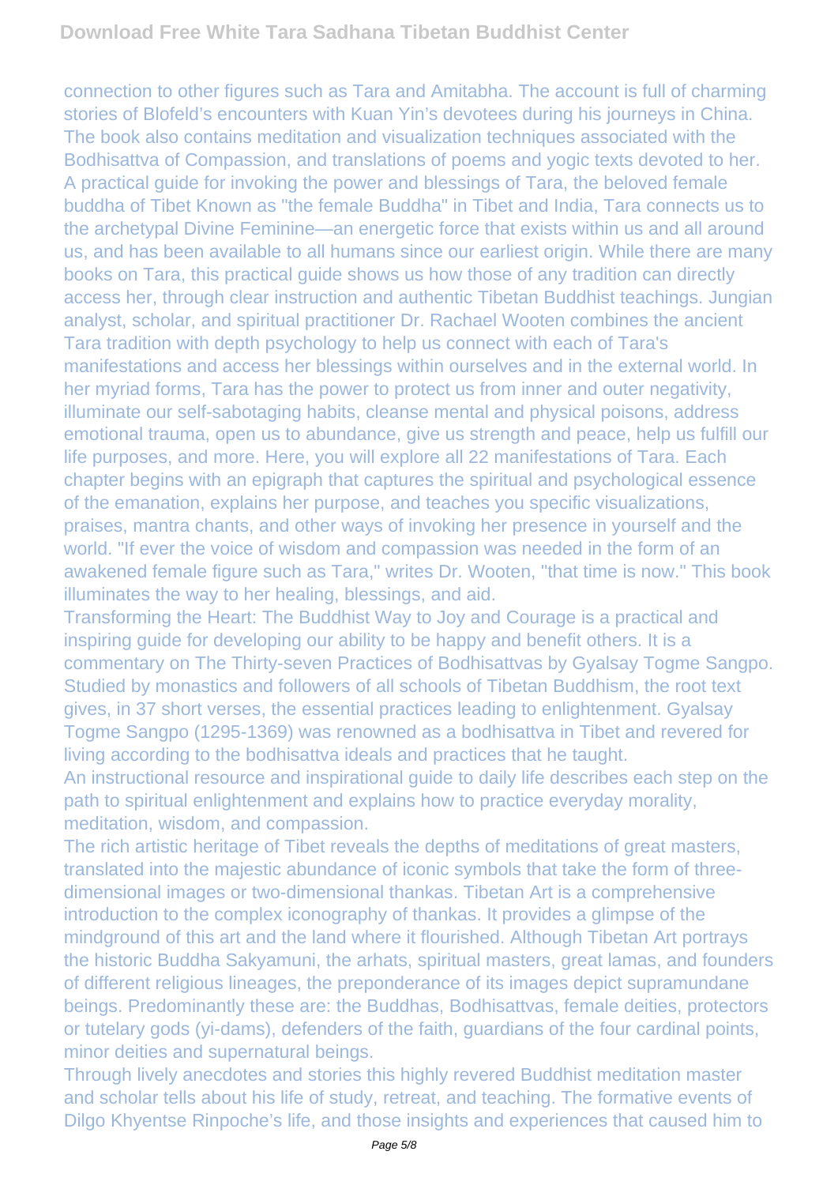connection to other figures such as Tara and Amitabha. The account is full of charming stories of Blofeld's encounters with Kuan Yin's devotees during his journeys in China. The book also contains meditation and visualization techniques associated with the Bodhisattva of Compassion, and translations of poems and yogic texts devoted to her. A practical guide for invoking the power and blessings of Tara, the beloved female buddha of Tibet Known as "the female Buddha" in Tibet and India, Tara connects us to the archetypal Divine Feminine—an energetic force that exists within us and all around us, and has been available to all humans since our earliest origin. While there are many books on Tara, this practical guide shows us how those of any tradition can directly access her, through clear instruction and authentic Tibetan Buddhist teachings. Jungian analyst, scholar, and spiritual practitioner Dr. Rachael Wooten combines the ancient Tara tradition with depth psychology to help us connect with each of Tara's manifestations and access her blessings within ourselves and in the external world. In her myriad forms, Tara has the power to protect us from inner and outer negativity, illuminate our self-sabotaging habits, cleanse mental and physical poisons, address emotional trauma, open us to abundance, give us strength and peace, help us fulfill our life purposes, and more. Here, you will explore all 22 manifestations of Tara. Each chapter begins with an epigraph that captures the spiritual and psychological essence of the emanation, explains her purpose, and teaches you specific visualizations, praises, mantra chants, and other ways of invoking her presence in yourself and the world. "If ever the voice of wisdom and compassion was needed in the form of an awakened female figure such as Tara," writes Dr. Wooten, "that time is now." This book illuminates the way to her healing, blessings, and aid.

Transforming the Heart: The Buddhist Way to Joy and Courage is a practical and inspiring guide for developing our ability to be happy and benefit others. It is a commentary on The Thirty-seven Practices of Bodhisattvas by Gyalsay Togme Sangpo. Studied by monastics and followers of all schools of Tibetan Buddhism, the root text gives, in 37 short verses, the essential practices leading to enlightenment. Gyalsay Togme Sangpo (1295-1369) was renowned as a bodhisattva in Tibet and revered for living according to the bodhisattva ideals and practices that he taught.

An instructional resource and inspirational guide to daily life describes each step on the path to spiritual enlightenment and explains how to practice everyday morality, meditation, wisdom, and compassion.

The rich artistic heritage of Tibet reveals the depths of meditations of great masters, translated into the majestic abundance of iconic symbols that take the form of three-dimensional images or two-dimensional thankas. Tibetan Art is a comprehensive introduction to the complex iconography of thankas. It provides a glimpse of the mindground of this art and the land where it flourished. Although Tibetan Art portrays the historic Buddha Sakyamuni, the arhats, spiritual masters, great lamas, and founders of different religious lineages, the preponderance of its images depict supramundane beings. Predominantly these are: the Buddhas, Bodhisattvas, female deities, protectors or tutelary gods (yi-dams), defenders of the faith, guardians of the four cardinal points, minor deities and supernatural beings.

Through lively anecdotes and stories this highly revered Buddhist meditation master and scholar tells about his life of study, retreat, and teaching. The formative events of Dilgo Khyentse Rinpoche's life, and those insights and experiences that caused him to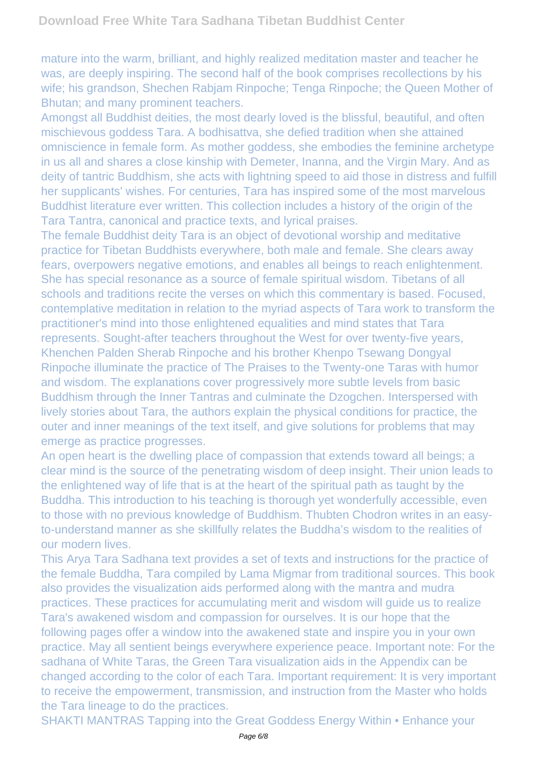mature into the warm, brilliant, and highly realized meditation master and teacher he was, are deeply inspiring. The second half of the book comprises recollections by his wife; his grandson, Shechen Rabjam Rinpoche; Tenga Rinpoche; the Queen Mother of Bhutan; and many prominent teachers.

Amongst all Buddhist deities, the most dearly loved is the blissful, beautiful, and often mischievous goddess Tara. A bodhisattva, she defied tradition when she attained omniscience in female form. As mother goddess, she embodies the feminine archetype in us all and shares a close kinship with Demeter, Inanna, and the Virgin Mary. And as deity of tantric Buddhism, she acts with lightning speed to aid those in distress and fulfill her supplicants' wishes. For centuries, Tara has inspired some of the most marvelous Buddhist literature ever written. This collection includes a history of the origin of the Tara Tantra, canonical and practice texts, and lyrical praises.

The female Buddhist deity Tara is an object of devotional worship and meditative practice for Tibetan Buddhists everywhere, both male and female. She clears away fears, overpowers negative emotions, and enables all beings to reach enlightenment. She has special resonance as a source of female spiritual wisdom. Tibetans of all schools and traditions recite the verses on which this commentary is based. Focused, contemplative meditation in relation to the myriad aspects of Tara work to transform the practitioner's mind into those enlightened equalities and mind states that Tara represents. Sought-after teachers throughout the West for over twenty-five years, Khenchen Palden Sherab Rinpoche and his brother Khenpo Tsewang Dongyal Rinpoche illuminate the practice of The Praises to the Twenty-one Taras with humor and wisdom. The explanations cover progressively more subtle levels from basic Buddhism through the Inner Tantras and culminate the Dzogchen. Interspersed with lively stories about Tara, the authors explain the physical conditions for practice, the outer and inner meanings of the text itself, and give solutions for problems that may emerge as practice progresses.

An open heart is the dwelling place of compassion that extends toward all beings; a clear mind is the source of the penetrating wisdom of deep insight. Their union leads to the enlightened way of life that is at the heart of the spiritual path as taught by the Buddha. This introduction to his teaching is thorough yet wonderfully accessible, even to those with no previous knowledge of Buddhism. Thubten Chodron writes in an easy-to-understand manner as she skillfully relates the Buddha's wisdom to the realities of our modern lives.

This Arya Tara Sadhana text provides a set of texts and instructions for the practice of the female Buddha, Tara compiled by Lama Migmar from traditional sources. This book also provides the visualization aids performed along with the mantra and mudra practices. These practices for accumulating merit and wisdom will guide us to realize Tara's awakened wisdom and compassion for ourselves. It is our hope that the following pages offer a window into the awakened state and inspire you in your own practice. May all sentient beings everywhere experience peace. Important note: For the sadhana of White Taras, the Green Tara visualization aids in the Appendix can be changed according to the color of each Tara. Important requirement: It is very important to receive the empowerment, transmission, and instruction from the Master who holds the Tara lineage to do the practices.

SHAKTI MANTRAS Tapping into the Great Goddess Energy Within • Enhance your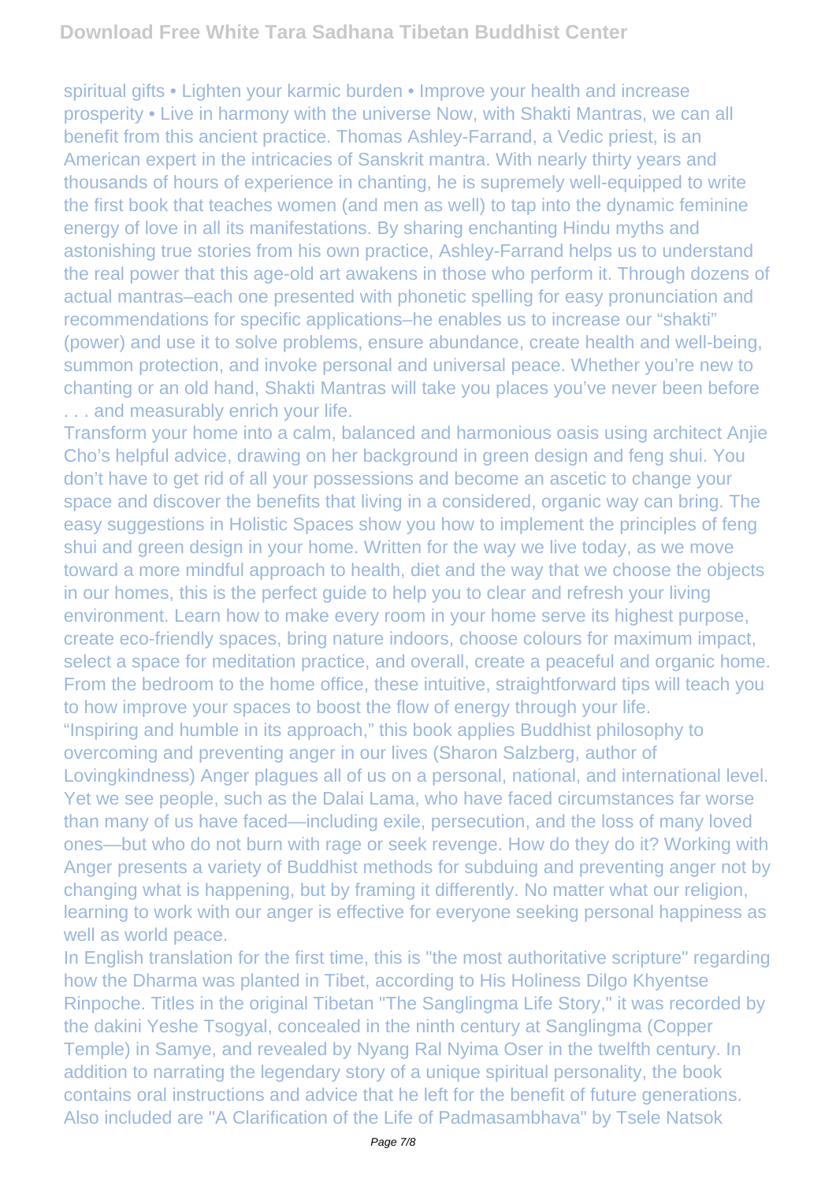spiritual gifts • Lighten your karmic burden • Improve your health and increase prosperity • Live in harmony with the universe Now, with Shakti Mantras, we can all benefit from this ancient practice. Thomas Ashley-Farrand, a Vedic priest, is an American expert in the intricacies of Sanskrit mantra. With nearly thirty years and thousands of hours of experience in chanting, he is supremely well-equipped to write the first book that teaches women (and men as well) to tap into the dynamic feminine energy of love in all its manifestations. By sharing enchanting Hindu myths and astonishing true stories from his own practice, Ashley-Farrand helps us to understand the real power that this age-old art awakens in those who perform it. Through dozens of actual mantras–each one presented with phonetic spelling for easy pronunciation and recommendations for specific applications–he enables us to increase our "shakti" (power) and use it to solve problems, ensure abundance, create health and well-being, summon protection, and invoke personal and universal peace. Whether you're new to chanting or an old hand, Shakti Mantras will take you places you've never been before . . . and measurably enrich your life.

Transform your home into a calm, balanced and harmonious oasis using architect Anjie Cho's helpful advice, drawing on her background in green design and feng shui. You don't have to get rid of all your possessions and become an ascetic to change your space and discover the benefits that living in a considered, organic way can bring. The easy suggestions in Holistic Spaces show you how to implement the principles of feng shui and green design in your home. Written for the way we live today, as we move toward a more mindful approach to health, diet and the way that we choose the objects in our homes, this is the perfect guide to help you to clear and refresh your living environment. Learn how to make every room in your home serve its highest purpose, create eco-friendly spaces, bring nature indoors, choose colours for maximum impact, select a space for meditation practice, and overall, create a peaceful and organic home. From the bedroom to the home office, these intuitive, straightforward tips will teach you to how improve your spaces to boost the flow of energy through your life.

"Inspiring and humble in its approach," this book applies Buddhist philosophy to overcoming and preventing anger in our lives (Sharon Salzberg, author of Lovingkindness) Anger plagues all of us on a personal, national, and international level. Yet we see people, such as the Dalai Lama, who have faced circumstances far worse than many of us have faced—including exile, persecution, and the loss of many loved ones—but who do not burn with rage or seek revenge. How do they do it? Working with Anger presents a variety of Buddhist methods for subduing and preventing anger not by changing what is happening, but by framing it differently. No matter what our religion, learning to work with our anger is effective for everyone seeking personal happiness as well as world peace.

In English translation for the first time, this is "the most authoritative scripture" regarding how the Dharma was planted in Tibet, according to His Holiness Dilgo Khyentse Rinpoche. Titles in the original Tibetan "The Sanglingma Life Story," it was recorded by the dakini Yeshe Tsogyal, concealed in the ninth century at Sanglingma (Copper Temple) in Samye, and revealed by Nyang Ral Nyima Oser in the twelfth century. In addition to narrating the legendary story of a unique spiritual personality, the book contains oral instructions and advice that he left for the benefit of future generations. Also included are "A Clarification of the Life of Padmasambhava" by Tsele Natsok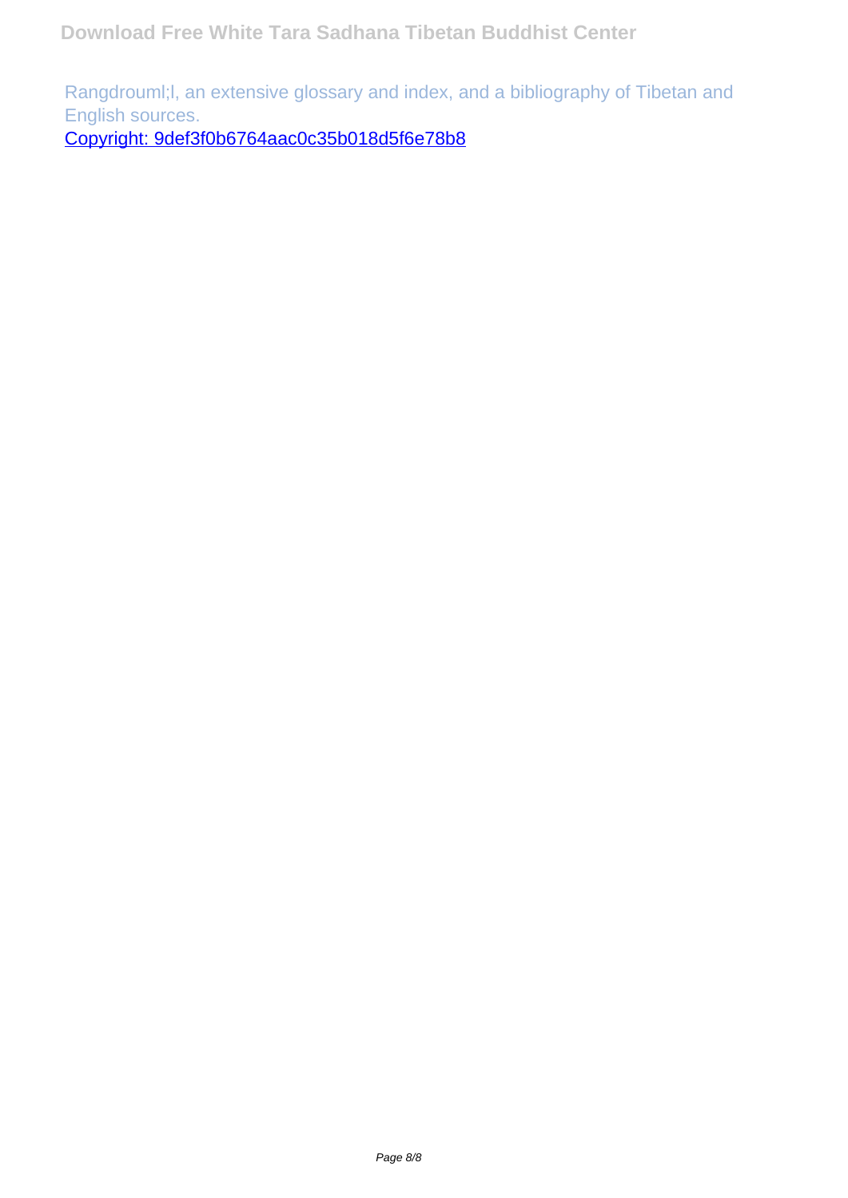Rangdrouml;l, an extensive glossary and index, and a bibliography of Tibetan and English sources.

Copyright: 9def3f0b6764aac0c35b018d5f6e78b8